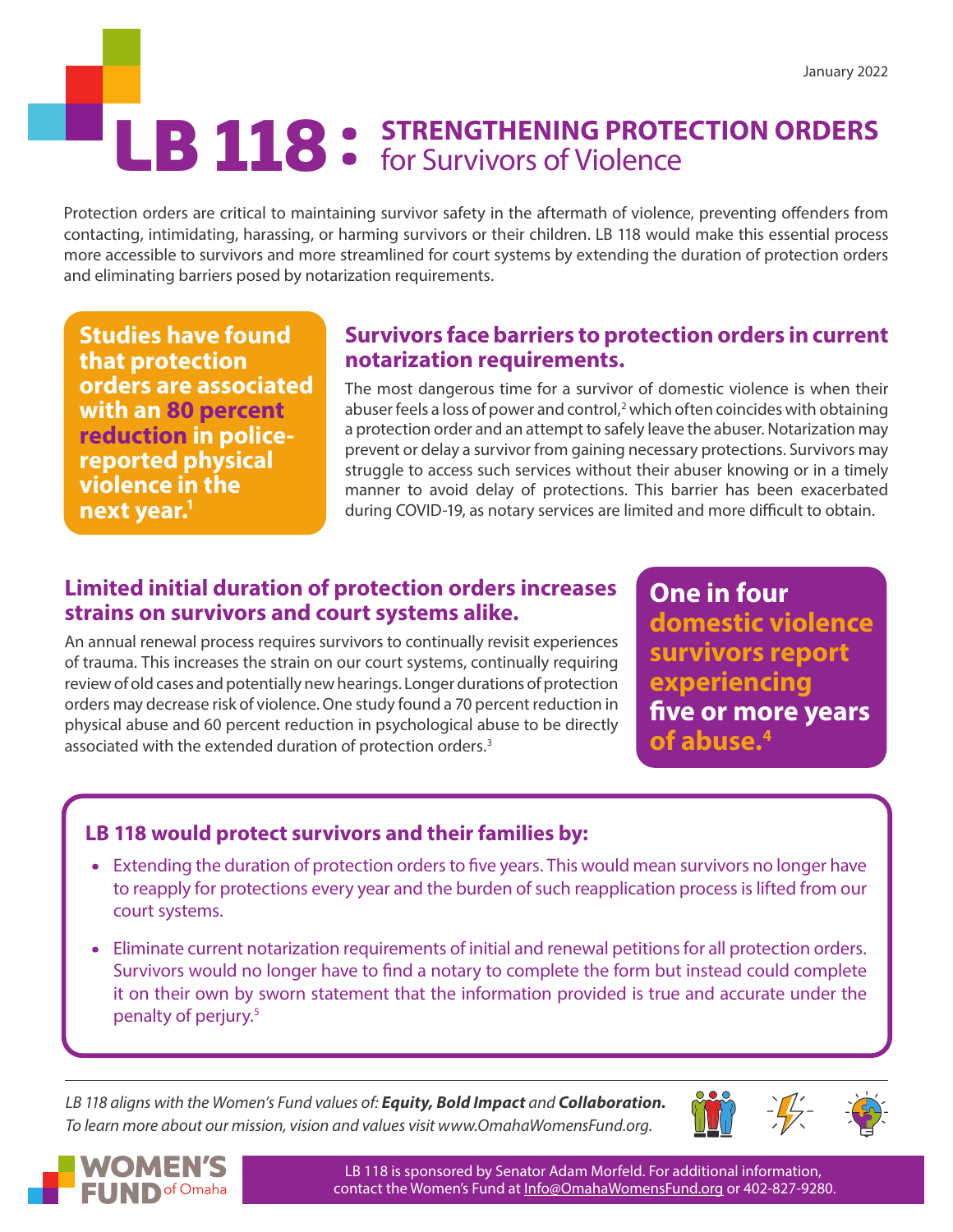January 2022

# LB 118: STRENGTHENING PROTECTION ORDERS for Survivors of Violence

Protection orders are critical to maintaining survivor safety in the aftermath of violence, preventing offenders from contacting, intimidating, harassing, or harming survivors or their children. LB 118 would make this essential process more accessible to survivors and more streamlined for court systems by extending the duration of protection orders and eliminating barriers posed by notarization requirements.

**Studies have found that protection orders are associated with an 80 percent reduction in police-reported physical violence in the next year.[1]**

## Survivors face barriers to protection orders in current notarization requirements.

The most dangerous time for a survivor of domestic violence is when their abuser feels a loss of power and control,[2] which often coincides with obtaining a protection order and an attempt to safely leave the abuser. Notarization may prevent or delay a survivor from gaining necessary protections. Survivors may struggle to access such services without their abuser knowing or in a timely manner to avoid delay of protections. This barrier has been exacerbated during COVID-19, as notary services are limited and more difficult to obtain.

## Limited initial duration of protection orders increases strains on survivors and court systems alike.

An annual renewal process requires survivors to continually revisit experiences of trauma. This increases the strain on our court systems, continually requiring review of old cases and potentially new hearings. Longer durations of protection orders may decrease risk of violence. One study found a 70 percent reduction in physical abuse and 60 percent reduction in psychological abuse to be directly associated with the extended duration of protection orders.[3]

**One in four domestic violence survivors report experiencing five or more years of abuse.[4]**

### LB 118 would protect survivors and their families by:

- Extending the duration of protection orders to five years. This would mean survivors no longer have to reapply for protections every year and the burden of such reapplication process is lifted from our court systems.
- Eliminate current notarization requirements of initial and renewal petitions for all protection orders. Survivors would no longer have to find a notary to complete the form but instead could complete it on their own by sworn statement that the information provided is true and accurate under the penalty of perjury.[5]

*LB 118 aligns with the Women's Fund values of: **Equity, Bold Impact** and **Collaboration.***
*To learn more about our mission, vision and values visit www.OmahaWomensFund.org.*

WOMEN'S FUND of Omaha

LB 118 is sponsored by Senator Adam Morfeld. For additional information, contact the Women's Fund at Info@OmahaWomensFund.org or 402-827-9280.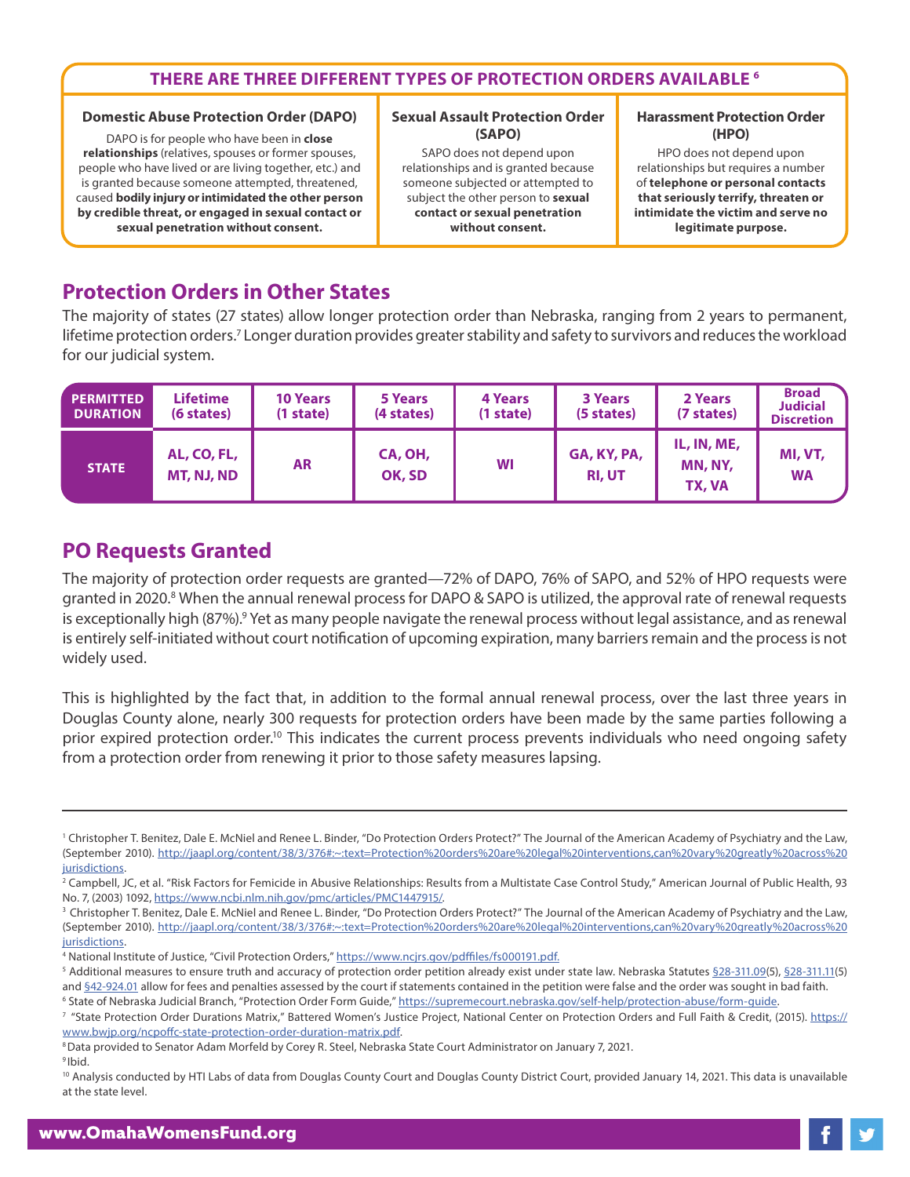## THERE ARE THREE DIFFERENT TYPES OF PROTECTION ORDERS AVAILABLE [6]

| Domestic Abuse Protection Order (DAPO) | Sexual Assault Protection Order (SAPO) | Harassment Protection Order (HPO) |
|---|---|---|
| DAPO is for people who have been in **close relationships** (relatives, spouses or former spouses, people who have lived or are living together, etc.) and is granted because someone attempted, threatened, caused **bodily injury or intimidated the other person by credible threat, or engaged in sexual contact or sexual penetration without consent.** | SAPO does not depend upon relationships and is granted because someone subjected or attempted to subject the other person to **sexual contact or sexual penetration without consent.** | HPO does not depend upon relationships but requires a number of **telephone or personal contacts that seriously terrify, threaten or intimidate the victim and serve no legitimate purpose.** |

## Protection Orders in Other States

The majority of states (27 states) allow longer protection order than Nebraska, ranging from 2 years to permanent, lifetime protection orders.[7] Longer duration provides greater stability and safety to survivors and reduces the workload for our judicial system.

| PERMITTED DURATION | Lifetime (6 states) | 10 Years (1 state) | 5 Years (4 states) | 4 Years (1 state) | 3 Years (5 states) | 2 Years (7 states) | Broad Judicial Discretion |
|---|---|---|---|---|---|---|---|
| STATE | AL, CO, FL, MT, NJ, ND | AR | CA, OH, OK, SD | WI | GA, KY, PA, RI, UT | IL, IN, ME, MN, NY, TX, VA | MI, VT, WA |

## PO Requests Granted

The majority of protection order requests are granted—72% of DAPO, 76% of SAPO, and 52% of HPO requests were granted in 2020.[8] When the annual renewal process for DAPO & SAPO is utilized, the approval rate of renewal requests is exceptionally high (87%).[9] Yet as many people navigate the renewal process without legal assistance, and as renewal is entirely self-initiated without court notification of upcoming expiration, many barriers remain and the process is not widely used.

This is highlighted by the fact that, in addition to the formal annual renewal process, over the last three years in Douglas County alone, nearly 300 requests for protection orders have been made by the same parties following a prior expired protection order.[10] This indicates the current process prevents individuals who need ongoing safety from a protection order from renewing it prior to those safety measures lapsing.

---

[1] Christopher T. Benitez, Dale E. McNiel and Renee L. Binder, "Do Protection Orders Protect?" The Journal of the American Academy of Psychiatry and the Law, (September 2010). http://jaapl.org/content/38/3/376#:~:text=Protection%20orders%20are%20legal%20interventions,can%20vary%20greatly%20across%20jurisdictions.

[2] Campbell, JC, et al. "Risk Factors for Femicide in Abusive Relationships: Results from a Multistate Case Control Study," American Journal of Public Health, 93 No. 7, (2003) 1092, https://www.ncbi.nlm.nih.gov/pmc/articles/PMC1447915/.

[3] Christopher T. Benitez, Dale E. McNiel and Renee L. Binder, "Do Protection Orders Protect?" The Journal of the American Academy of Psychiatry and the Law, (September 2010). http://jaapl.org/content/38/3/376#:~:text=Protection%20orders%20are%20legal%20interventions,can%20vary%20greatly%20across%20jurisdictions.

[4] National Institute of Justice, "Civil Protection Orders," https://www.ncjrs.gov/pdffiles/fs000191.pdf.

[5] Additional measures to ensure truth and accuracy of protection order petition already exist under state law. Nebraska Statutes §28-311.09(5), §28-311.11(5) and §42-924.01 allow for fees and penalties assessed by the court if statements contained in the petition were false and the order was sought in bad faith.

[6] State of Nebraska Judicial Branch, "Protection Order Form Guide," https://supremecourt.nebraska.gov/self-help/protection-abuse/form-guide.

[7] "State Protection Order Durations Matrix," Battered Women's Justice Project, National Center on Protection Orders and Full Faith & Credit, (2015). https://www.bwjp.org/ncpoffc-state-protection-order-duration-matrix.pdf.

[8] Data provided to Senator Adam Morfeld by Corey R. Steel, Nebraska State Court Administrator on January 7, 2021.

[9] Ibid.

[10] Analysis conducted by HTI Labs of data from Douglas County Court and Douglas County District Court, provided January 14, 2021. This data is unavailable at the state level.

www.OmahaWomensFund.org